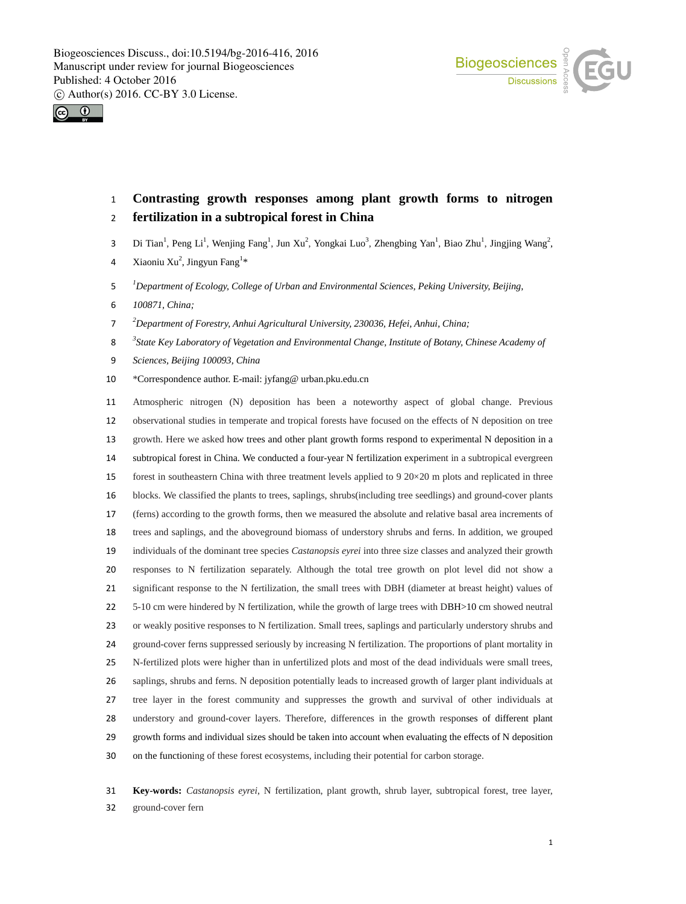# Contrasting growth responses among plant growth forms to nitrogen fertilization in a subtropical forest in China

Di Tian[1], Peng Li[1], Wenjing Fang[1], Jun Xu[2], Yongkai Luo[3], Zhengbing Yan[1], Biao Zhu[1], Jingjing Wang[2], Xiaoniu Xu[2], Jingyun Fang[1]*

*[1]Department of Ecology, College of Urban and Environmental Sciences, Peking University, Beijing, 100871, China;*

*[2]Department of Forestry, Anhui Agricultural University, 230036, Hefei, Anhui, China;*

*[3]State Key Laboratory of Vegetation and Environmental Change, Institute of Botany, Chinese Academy of Sciences, Beijing 100093, China*

*Correspondence author. E-mail: jyfang@ urban.pku.edu.cn

Atmospheric nitrogen (N) deposition has been a noteworthy aspect of global change. Previous observational studies in temperate and tropical forests have focused on the effects of N deposition on tree growth. Here we asked how trees and other plant growth forms respond to experimental N deposition in a subtropical forest in China. We conducted a four-year N fertilization experiment in a subtropical evergreen forest in southeastern China with three treatment levels applied to 9 20×20 m plots and replicated in three blocks. We classified the plants to trees, saplings, shrubs(including tree seedlings) and ground-cover plants (ferns) according to the growth forms, then we measured the absolute and relative basal area increments of trees and saplings, and the aboveground biomass of understory shrubs and ferns. In addition, we grouped individuals of the dominant tree species *Castanopsis eyrei* into three size classes and analyzed their growth responses to N fertilization separately. Although the total tree growth on plot level did not show a significant response to the N fertilization, the small trees with DBH (diameter at breast height) values of 5-10 cm were hindered by N fertilization, while the growth of large trees with DBH>10 cm showed neutral or weakly positive responses to N fertilization. Small trees, saplings and particularly understory shrubs and ground-cover ferns suppressed seriously by increasing N fertilization. The proportions of plant mortality in N-fertilized plots were higher than in unfertilized plots and most of the dead individuals were small trees, saplings, shrubs and ferns. N deposition potentially leads to increased growth of larger plant individuals at tree layer in the forest community and suppresses the growth and survival of other individuals at understory and ground-cover layers. Therefore, differences in the growth responses of different plant growth forms and individual sizes should be taken into account when evaluating the effects of N deposition on the functioning of these forest ecosystems, including their potential for carbon storage.

**Key-words:** *Castanopsis eyrei*, N fertilization, plant growth, shrub layer, subtropical forest, tree layer, ground-cover fern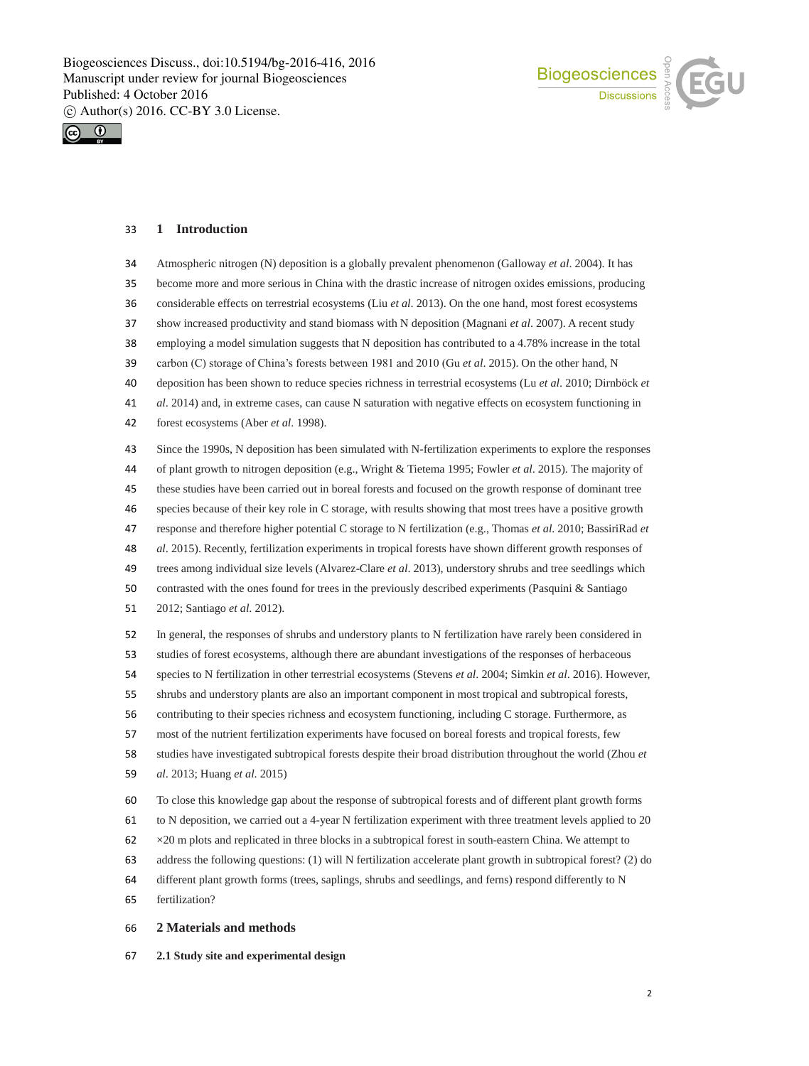# 1 Introduction

Atmospheric nitrogen (N) deposition is a globally prevalent phenomenon (Galloway *et al*. 2004). It has become more and more serious in China with the drastic increase of nitrogen oxides emissions, producing considerable effects on terrestrial ecosystems (Liu *et al*. 2013). On the one hand, most forest ecosystems show increased productivity and stand biomass with N deposition (Magnani *et al*. 2007). A recent study employing a model simulation suggests that N deposition has contributed to a 4.78% increase in the total carbon (C) storage of China's forests between 1981 and 2010 (Gu *et al*. 2015). On the other hand, N deposition has been shown to reduce species richness in terrestrial ecosystems (Lu *et al*. 2010; Dirnböck *et al*. 2014) and, in extreme cases, can cause N saturation with negative effects on ecosystem functioning in forest ecosystems (Aber *et al*. 1998).

Since the 1990s, N deposition has been simulated with N-fertilization experiments to explore the responses of plant growth to nitrogen deposition (e.g., Wright & Tietema 1995; Fowler *et al*. 2015). The majority of these studies have been carried out in boreal forests and focused on the growth response of dominant tree species because of their key role in C storage, with results showing that most trees have a positive growth response and therefore higher potential C storage to N fertilization (e.g., Thomas *et al*. 2010; BassiriRad *et al*. 2015). Recently, fertilization experiments in tropical forests have shown different growth responses of trees among individual size levels (Alvarez-Clare *et al*. 2013), understory shrubs and tree seedlings which contrasted with the ones found for trees in the previously described experiments (Pasquini & Santiago 2012; Santiago *et al*. 2012).

In general, the responses of shrubs and understory plants to N fertilization have rarely been considered in studies of forest ecosystems, although there are abundant investigations of the responses of herbaceous species to N fertilization in other terrestrial ecosystems (Stevens *et al*. 2004; Simkin *et al*. 2016). However, shrubs and understory plants are also an important component in most tropical and subtropical forests, contributing to their species richness and ecosystem functioning, including C storage. Furthermore, as most of the nutrient fertilization experiments have focused on boreal forests and tropical forests, few studies have investigated subtropical forests despite their broad distribution throughout the world (Zhou *et al*. 2013; Huang *et al*. 2015)

To close this knowledge gap about the response of subtropical forests and of different plant growth forms to N deposition, we carried out a 4-year N fertilization experiment with three treatment levels applied to 20 ×20 m plots and replicated in three blocks in a subtropical forest in south-eastern China. We attempt to address the following questions: (1) will N fertilization accelerate plant growth in subtropical forest? (2) do different plant growth forms (trees, saplings, shrubs and seedlings, and ferns) respond differently to N fertilization?

# 2 Materials and methods

## 2.1 Study site and experimental design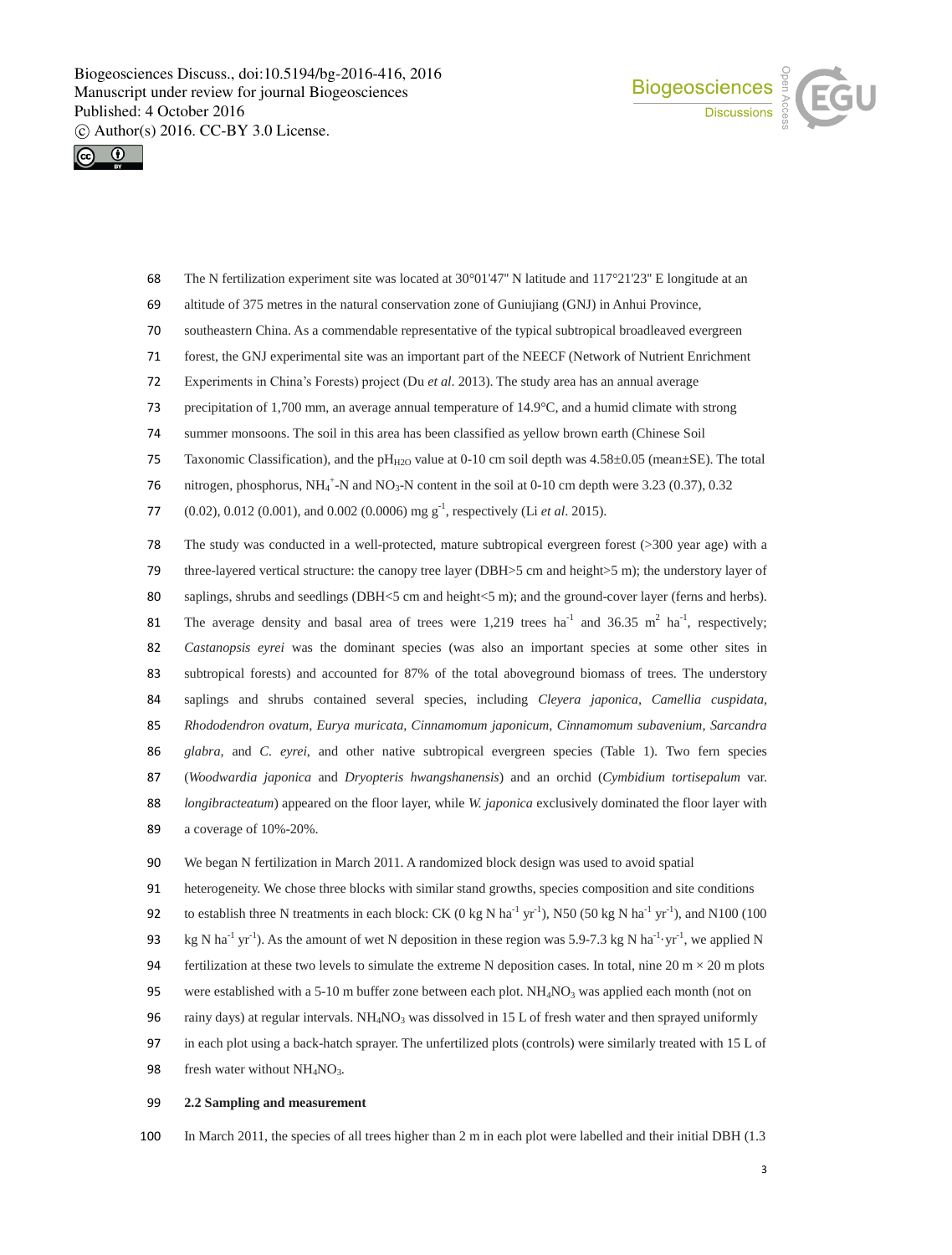The N fertilization experiment site was located at 30°01'47" N latitude and 117°21'23" E longitude at an altitude of 375 metres in the natural conservation zone of Guniujiang (GNJ) in Anhui Province, southeastern China. As a commendable representative of the typical subtropical broadleaved evergreen forest, the GNJ experimental site was an important part of the NEECF (Network of Nutrient Enrichment Experiments in China's Forests) project (Du *et al*. 2013). The study area has an annual average precipitation of 1,700 mm, an average annual temperature of 14.9°C, and a humid climate with strong summer monsoons. The soil in this area has been classified as yellow brown earth (Chinese Soil Taxonomic Classification), and the $pH_{H2O}$ value at 0-10 cm soil depth was 4.58±0.05 (mean±SE). The total nitrogen, phosphorus, $NH_4^+$-N and $NO_3$-N content in the soil at 0-10 cm depth were 3.23 (0.37), 0.32 (0.02), 0.012 (0.001), and 0.002 (0.0006) mg $g^{-1}$, respectively (Li *et al*. 2015).

The study was conducted in a well-protected, mature subtropical evergreen forest (>300 year age) with a three-layered vertical structure: the canopy tree layer (DBH>5 cm and height>5 m); the understory layer of saplings, shrubs and seedlings (DBH<5 cm and height<5 m); and the ground-cover layer (ferns and herbs). The average density and basal area of trees were 1,219 trees $ha^{-1}$ and 36.35 $m^2$ $ha^{-1}$, respectively; *Castanopsis eyrei* was the dominant species (was also an important species at some other sites in subtropical forests) and accounted for 87% of the total aboveground biomass of trees. The understory saplings and shrubs contained several species, including *Cleyera japonica*, *Camellia cuspidata*, *Rhododendron ovatum*, *Eurya muricata*, *Cinnamomum japonicum*, *Cinnamomum subavenium*, *Sarcandra glabra*, and *C. eyrei*, and other native subtropical evergreen species (Table 1). Two fern species (*Woodwardia japonica* and *Dryopteris hwangshanensis*) and an orchid (*Cymbidium tortisepalum* var. *longibracteatum*) appeared on the floor layer, while *W. japonica* exclusively dominated the floor layer with a coverage of 10%-20%.

We began N fertilization in March 2011. A randomized block design was used to avoid spatial heterogeneity. We chose three blocks with similar stand growths, species composition and site conditions to establish three N treatments in each block: CK (0 kg N $ha^{-1}$ $yr^{-1}$), N50 (50 kg N $ha^{-1}$ $yr^{-1}$), and N100 (100 kg N $ha^{-1}$ $yr^{-1}$). As the amount of wet N deposition in these region was 5.9-7.3 kg N $ha^{-1}\cdot yr^{-1}$, we applied N fertilization at these two levels to simulate the extreme N deposition cases. In total, nine 20 m × 20 m plots were established with a 5-10 m buffer zone between each plot. $NH_4NO_3$ was applied each month (not on rainy days) at regular intervals. $NH_4NO_3$ was dissolved in 15 L of fresh water and then sprayed uniformly in each plot using a back-hatch sprayer. The unfertilized plots (controls) were similarly treated with 15 L of fresh water without $NH_4NO_3$.

## 2.2 Sampling and measurement

In March 2011, the species of all trees higher than 2 m in each plot were labelled and their initial DBH (1.3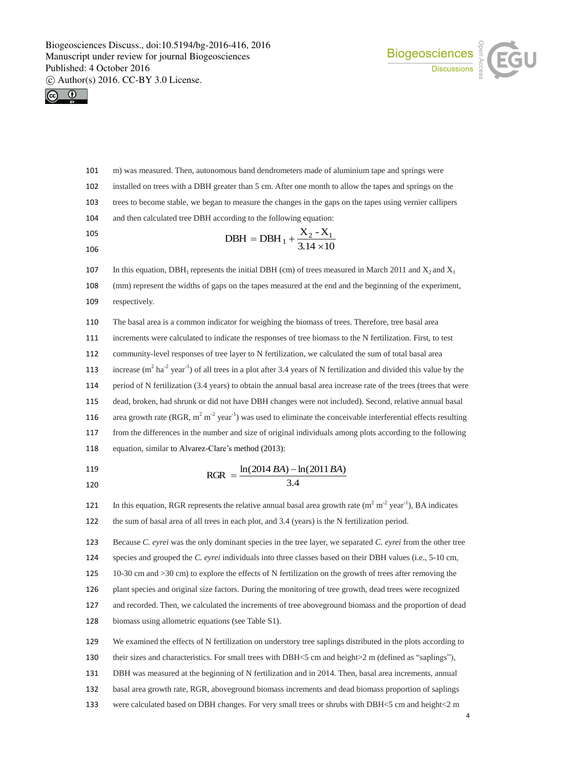m) was measured. Then, autonomous band dendrometers made of aluminium tape and springs were installed on trees with a DBH greater than 5 cm. After one month to allow the tapes and springs on the trees to become stable, we began to measure the changes in the gaps on the tapes using vernier callipers and then calculated tree DBH according to the following equation:

$$\mathrm{DBH} = \mathrm{DBH}_1 + \frac{\mathrm{X}_2 - \mathrm{X}_1}{3.14 \times 10}$$

In this equation, $\mathrm{DBH}_1$ represents the initial DBH (cm) of trees measured in March 2011 and $\mathrm{X}_2$ and $\mathrm{X}_1$ (mm) represent the widths of gaps on the tapes measured at the end and the beginning of the experiment, respectively.

The basal area is a common indicator for weighing the biomass of trees. Therefore, tree basal area increments were calculated to indicate the responses of tree biomass to the N fertilization. First, to test community-level responses of tree layer to N fertilization, we calculated the sum of total basal area increase ($m^2$ $ha^{-2}$ $year^{-1}$) of all trees in a plot after 3.4 years of N fertilization and divided this value by the period of N fertilization (3.4 years) to obtain the annual basal area increase rate of the trees (trees that were dead, broken, had shrunk or did not have DBH changes were not included). Second, relative annual basal area growth rate (RGR, $m^2$ $m^{-2}$ $year^{-1}$) was used to eliminate the conceivable interferential effects resulting from the differences in the number and size of original individuals among plots according to the following equation, similar to Alvarez-Clare's method (2013):

$$\mathrm{RGR} = \frac{\ln(2014\,BA) - \ln(2011\,BA)}{3.4}$$

In this equation, RGR represents the relative annual basal area growth rate ($m^2$ $m^{-2}$ $year^{-1}$), BA indicates the sum of basal area of all trees in each plot, and 3.4 (years) is the N fertilization period.

Because *C. eyrei* was the only dominant species in the tree layer, we separated *C. eyrei* from the other tree species and grouped the *C. eyrei* individuals into three classes based on their DBH values (i.e., 5-10 cm, 10-30 cm and >30 cm) to explore the effects of N fertilization on the growth of trees after removing the plant species and original size factors. During the monitoring of tree growth, dead trees were recognized and recorded. Then, we calculated the increments of tree aboveground biomass and the proportion of dead biomass using allometric equations (see Table S1).

We examined the effects of N fertilization on understory tree saplings distributed in the plots according to their sizes and characteristics. For small trees with DBH<5 cm and height>2 m (defined as "saplings"), DBH was measured at the beginning of N fertilization and in 2014. Then, basal area increments, annual basal area growth rate, RGR, aboveground biomass increments and dead biomass proportion of saplings were calculated based on DBH changes. For very small trees or shrubs with DBH<5 cm and height<2 m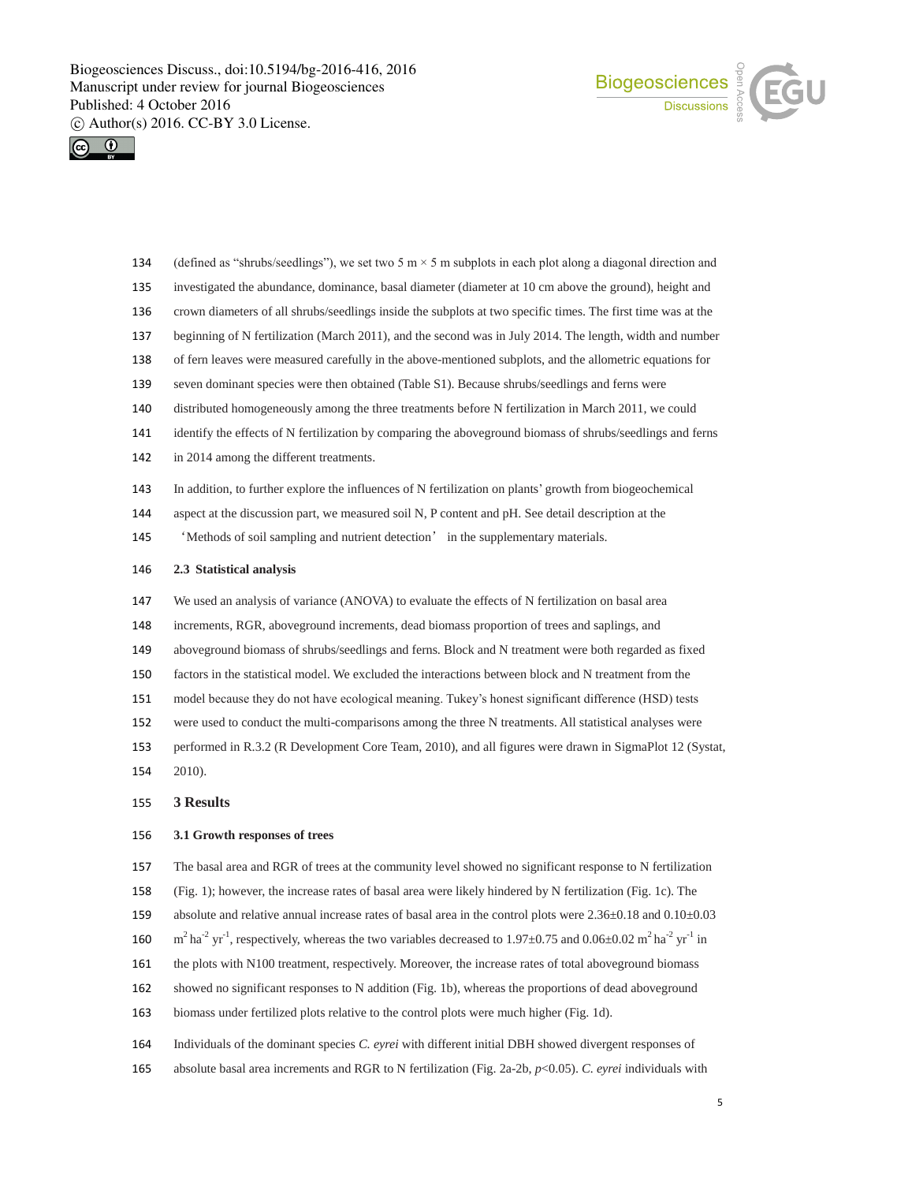(defined as "shrubs/seedlings"), we set two 5 m × 5 m subplots in each plot along a diagonal direction and investigated the abundance, dominance, basal diameter (diameter at 10 cm above the ground), height and crown diameters of all shrubs/seedlings inside the subplots at two specific times. The first time was at the beginning of N fertilization (March 2011), and the second was in July 2014. The length, width and number of fern leaves were measured carefully in the above-mentioned subplots, and the allometric equations for seven dominant species were then obtained (Table S1). Because shrubs/seedlings and ferns were distributed homogeneously among the three treatments before N fertilization in March 2011, we could identify the effects of N fertilization by comparing the aboveground biomass of shrubs/seedlings and ferns in 2014 among the different treatments.

In addition, to further explore the influences of N fertilization on plants' growth from biogeochemical aspect at the discussion part, we measured soil N, P content and pH. See detail description at the 'Methods of soil sampling and nutrient detection' in the supplementary materials.

### 2.3 Statistical analysis

We used an analysis of variance (ANOVA) to evaluate the effects of N fertilization on basal area increments, RGR, aboveground increments, dead biomass proportion of trees and saplings, and aboveground biomass of shrubs/seedlings and ferns. Block and N treatment were both regarded as fixed factors in the statistical model. We excluded the interactions between block and N treatment from the model because they do not have ecological meaning. Tukey's honest significant difference (HSD) tests were used to conduct the multi-comparisons among the three N treatments. All statistical analyses were performed in R.3.2 (R Development Core Team, 2010), and all figures were drawn in SigmaPlot 12 (Systat, 2010).

## 3 Results

### 3.1 Growth responses of trees

The basal area and RGR of trees at the community level showed no significant response to N fertilization (Fig. 1); however, the increase rates of basal area were likely hindered by N fertilization (Fig. 1c). The absolute and relative annual increase rates of basal area in the control plots were 2.36±0.18 and 0.10±0.03 $m^2\ ha^{-2}\ yr^{-1}$, respectively, whereas the two variables decreased to 1.97±0.75 and 0.06±0.02 $m^2\ ha^{-2}\ yr^{-1}$ in the plots with N100 treatment, respectively. Moreover, the increase rates of total aboveground biomass showed no significant responses to N addition (Fig. 1b), whereas the proportions of dead aboveground biomass under fertilized plots relative to the control plots were much higher (Fig. 1d).

Individuals of the dominant species *C. eyrei* with different initial DBH showed divergent responses of absolute basal area increments and RGR to N fertilization (Fig. 2a-2b, $p<0.05$). *C. eyrei* individuals with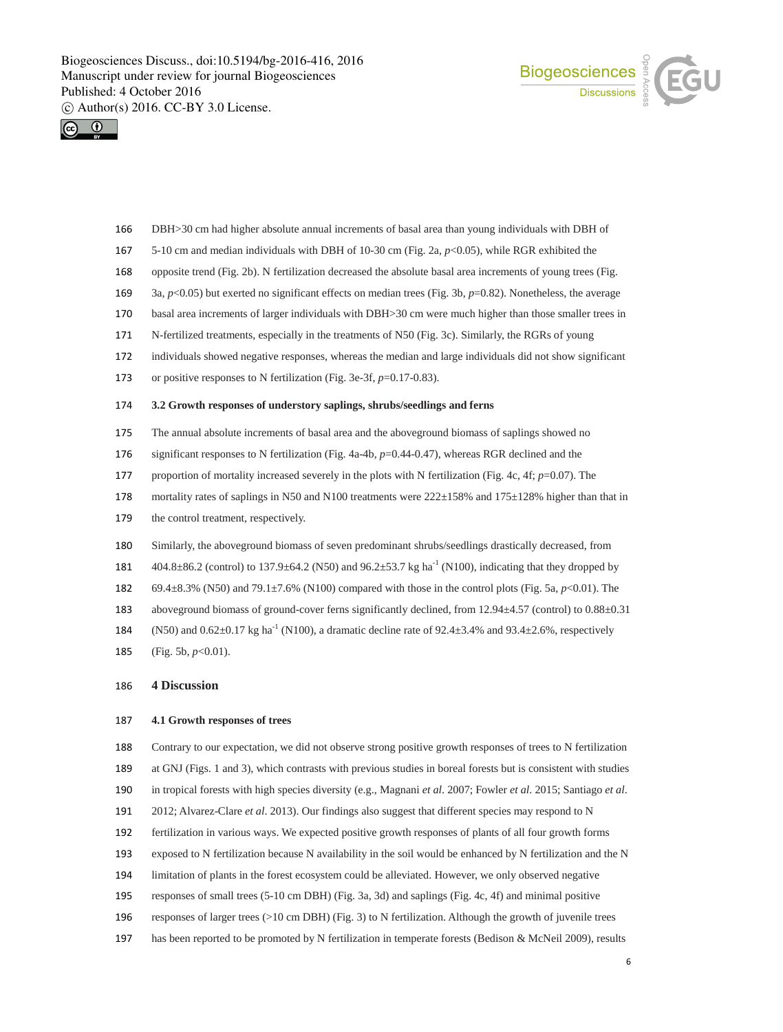DBH>30 cm had higher absolute annual increments of basal area than young individuals with DBH of 5-10 cm and median individuals with DBH of 10-30 cm (Fig. 2a, $p<0.05$), while RGR exhibited the opposite trend (Fig. 2b). N fertilization decreased the absolute basal area increments of young trees (Fig. 3a, $p<0.05$) but exerted no significant effects on median trees (Fig. 3b, $p=0.82$). Nonetheless, the average basal area increments of larger individuals with DBH>30 cm were much higher than those smaller trees in N-fertilized treatments, especially in the treatments of N50 (Fig. 3c). Similarly, the RGRs of young individuals showed negative responses, whereas the median and large individuals did not show significant or positive responses to N fertilization (Fig. 3e-3f, $p=0.17$-$0.83$).

### 3.2 Growth responses of understory saplings, shrubs/seedlings and ferns

The annual absolute increments of basal area and the aboveground biomass of saplings showed no significant responses to N fertilization (Fig. 4a-4b, $p=0.44$-$0.47$), whereas RGR declined and the proportion of mortality increased severely in the plots with N fertilization (Fig. 4c, 4f; $p=0.07$). The mortality rates of saplings in N50 and N100 treatments were 222±158% and 175±128% higher than that in the control treatment, respectively.

Similarly, the aboveground biomass of seven predominant shrubs/seedlings drastically decreased, from 404.8±86.2 (control) to 137.9±64.2 (N50) and 96.2±53.7 kg $ha^{-1}$ (N100), indicating that they dropped by 69.4±8.3% (N50) and 79.1±7.6% (N100) compared with those in the control plots (Fig. 5a, $p<0.01$). The aboveground biomass of ground-cover ferns significantly declined, from 12.94±4.57 (control) to 0.88±0.31 (N50) and 0.62±0.17 kg $ha^{-1}$ (N100), a dramatic decline rate of 92.4±3.4% and 93.4±2.6%, respectively (Fig. 5b, $p<0.01$).

## 4 Discussion

### 4.1 Growth responses of trees

Contrary to our expectation, we did not observe strong positive growth responses of trees to N fertilization at GNJ (Figs. 1 and 3), which contrasts with previous studies in boreal forests but is consistent with studies in tropical forests with high species diversity (e.g., Magnani *et al*. 2007; Fowler *et al*. 2015; Santiago *et al*. 2012; Alvarez-Clare *et al*. 2013). Our findings also suggest that different species may respond to N fertilization in various ways. We expected positive growth responses of plants of all four growth forms exposed to N fertilization because N availability in the soil would be enhanced by N fertilization and the N limitation of plants in the forest ecosystem could be alleviated. However, we only observed negative responses of small trees (5-10 cm DBH) (Fig. 3a, 3d) and saplings (Fig. 4c, 4f) and minimal positive responses of larger trees (>10 cm DBH) (Fig. 3) to N fertilization. Although the growth of juvenile trees has been reported to be promoted by N fertilization in temperate forests (Bedison & McNeil 2009), results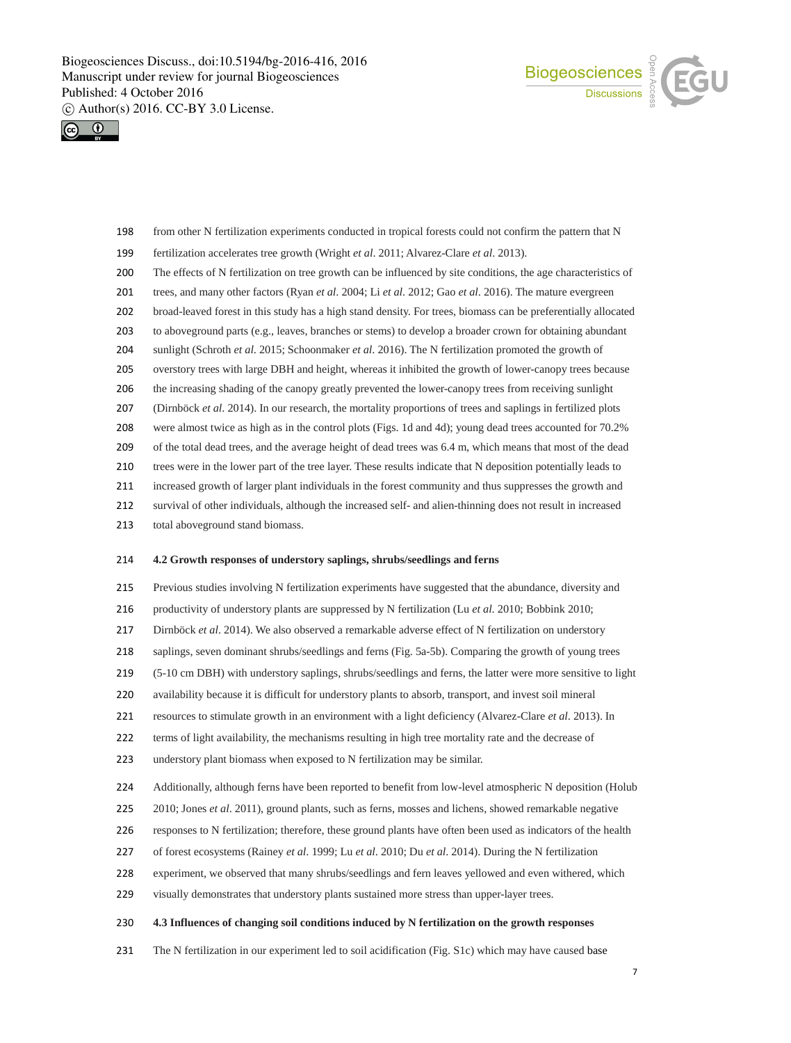from other N fertilization experiments conducted in tropical forests could not confirm the pattern that N fertilization accelerates tree growth (Wright *et al*. 2011; Alvarez-Clare *et al*. 2013).

The effects of N fertilization on tree growth can be influenced by site conditions, the age characteristics of trees, and many other factors (Ryan *et al*. 2004; Li *et al*. 2012; Gao *et al*. 2016). The mature evergreen broad-leaved forest in this study has a high stand density. For trees, biomass can be preferentially allocated to aboveground parts (e.g., leaves, branches or stems) to develop a broader crown for obtaining abundant sunlight (Schroth *et al*. 2015; Schoonmaker *et al*. 2016). The N fertilization promoted the growth of overstory trees with large DBH and height, whereas it inhibited the growth of lower-canopy trees because the increasing shading of the canopy greatly prevented the lower-canopy trees from receiving sunlight (Dirnböck *et al*. 2014). In our research, the mortality proportions of trees and saplings in fertilized plots were almost twice as high as in the control plots (Figs. 1d and 4d); young dead trees accounted for 70.2% of the total dead trees, and the average height of dead trees was 6.4 m, which means that most of the dead trees were in the lower part of the tree layer. These results indicate that N deposition potentially leads to increased growth of larger plant individuals in the forest community and thus suppresses the growth and survival of other individuals, although the increased self- and alien-thinning does not result in increased total aboveground stand biomass.

### 4.2 Growth responses of understory saplings, shrubs/seedlings and ferns

Previous studies involving N fertilization experiments have suggested that the abundance, diversity and productivity of understory plants are suppressed by N fertilization (Lu *et al*. 2010; Bobbink 2010; Dirnböck *et al*. 2014). We also observed a remarkable adverse effect of N fertilization on understory saplings, seven dominant shrubs/seedlings and ferns (Fig. 5a-5b). Comparing the growth of young trees (5-10 cm DBH) with understory saplings, shrubs/seedlings and ferns, the latter were more sensitive to light availability because it is difficult for understory plants to absorb, transport, and invest soil mineral resources to stimulate growth in an environment with a light deficiency (Alvarez-Clare *et al*. 2013). In terms of light availability, the mechanisms resulting in high tree mortality rate and the decrease of understory plant biomass when exposed to N fertilization may be similar.

Additionally, although ferns have been reported to benefit from low-level atmospheric N deposition (Holub 2010; Jones *et al*. 2011), ground plants, such as ferns, mosses and lichens, showed remarkable negative responses to N fertilization; therefore, these ground plants have often been used as indicators of the health of forest ecosystems (Rainey *et al*. 1999; Lu *et al*. 2010; Du *et al*. 2014). During the N fertilization experiment, we observed that many shrubs/seedlings and fern leaves yellowed and even withered, which visually demonstrates that understory plants sustained more stress than upper-layer trees.

### 4.3 Influences of changing soil conditions induced by N fertilization on the growth responses

The N fertilization in our experiment led to soil acidification (Fig. S1c) which may have caused base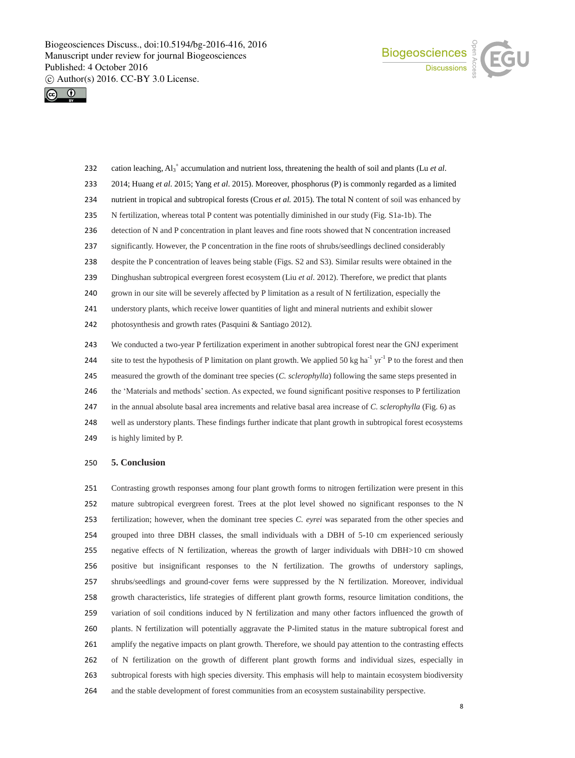cation leaching, $Al_3^+$ accumulation and nutrient loss, threatening the health of soil and plants (Lu *et al*. 2014; Huang *et al*. 2015; Yang *et al*. 2015). Moreover, phosphorus (P) is commonly regarded as a limited nutrient in tropical and subtropical forests (Crous *et al.* 2015). The total N content of soil was enhanced by N fertilization, whereas total P content was potentially diminished in our study (Fig. S1a-1b). The detection of N and P concentration in plant leaves and fine roots showed that N concentration increased significantly. However, the P concentration in the fine roots of shrubs/seedlings declined considerably despite the P concentration of leaves being stable (Figs. S2 and S3). Similar results were obtained in the Dinghushan subtropical evergreen forest ecosystem (Liu *et al*. 2012). Therefore, we predict that plants grown in our site will be severely affected by P limitation as a result of N fertilization, especially the understory plants, which receive lower quantities of light and mineral nutrients and exhibit slower photosynthesis and growth rates (Pasquini & Santiago 2012).

We conducted a two-year P fertilization experiment in another subtropical forest near the GNJ experiment site to test the hypothesis of P limitation on plant growth. We applied 50 kg $ha^{-1}$ $yr^{-1}$ P to the forest and then measured the growth of the dominant tree species (*C. sclerophylla*) following the same steps presented in the 'Materials and methods' section. As expected, we found significant positive responses to P fertilization in the annual absolute basal area increments and relative basal area increase of *C. sclerophylla* (Fig. 6) as well as understory plants. These findings further indicate that plant growth in subtropical forest ecosystems is highly limited by P.

## 5. Conclusion

Contrasting growth responses among four plant growth forms to nitrogen fertilization were present in this mature subtropical evergreen forest. Trees at the plot level showed no significant responses to the N fertilization; however, when the dominant tree species *C. eyrei* was separated from the other species and grouped into three DBH classes, the small individuals with a DBH of 5-10 cm experienced seriously negative effects of N fertilization, whereas the growth of larger individuals with DBH>10 cm showed positive but insignificant responses to the N fertilization. The growths of understory saplings, shrubs/seedlings and ground-cover ferns were suppressed by the N fertilization. Moreover, individual growth characteristics, life strategies of different plant growth forms, resource limitation conditions, the variation of soil conditions induced by N fertilization and many other factors influenced the growth of plants. N fertilization will potentially aggravate the P-limited status in the mature subtropical forest and amplify the negative impacts on plant growth. Therefore, we should pay attention to the contrasting effects of N fertilization on the growth of different plant growth forms and individual sizes, especially in subtropical forests with high species diversity. This emphasis will help to maintain ecosystem biodiversity and the stable development of forest communities from an ecosystem sustainability perspective.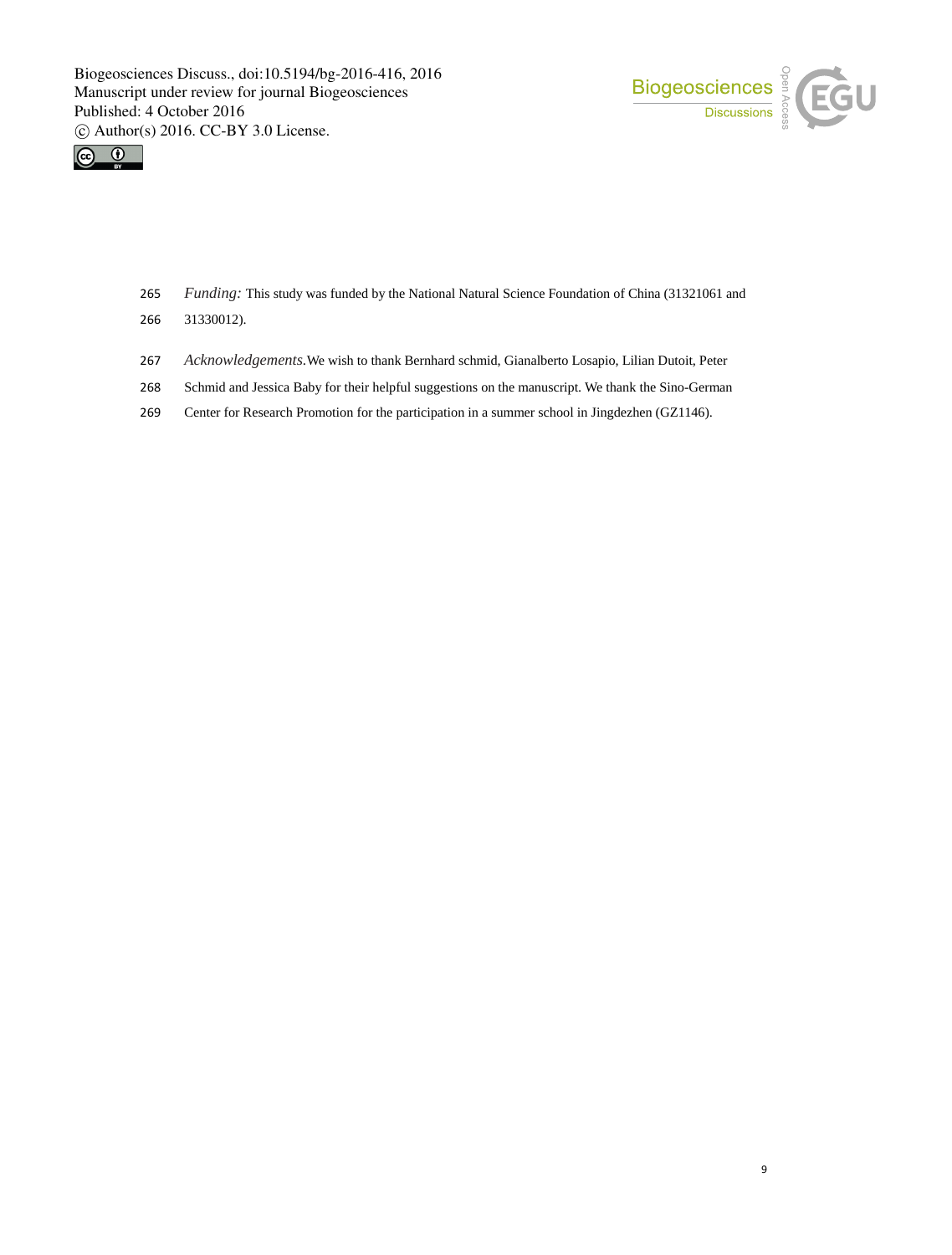*Funding:* This study was funded by the National Natural Science Foundation of China (31321061 and 31330012).

*Acknowledgements.* We wish to thank Bernhard schmid, Gianalberto Losapio, Lilian Dutoit, Peter Schmid and Jessica Baby for their helpful suggestions on the manuscript. We thank the Sino-German Center for Research Promotion for the participation in a summer school in Jingdezhen (GZ1146).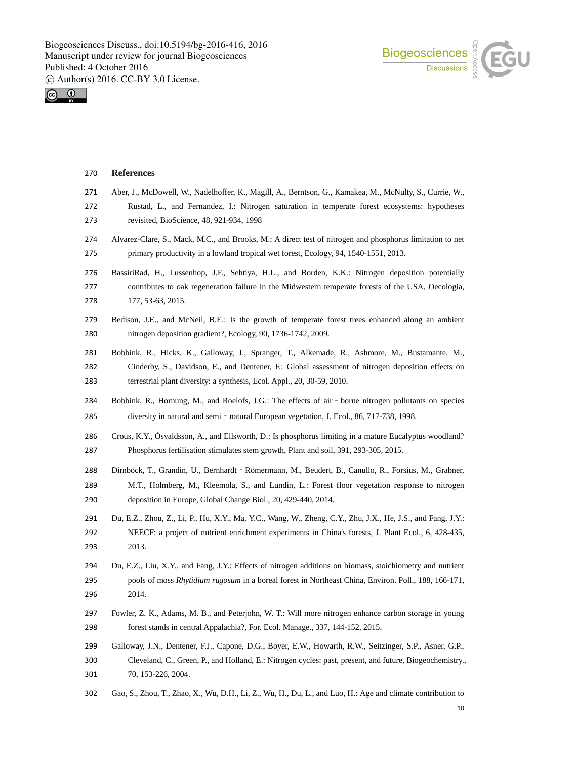## References

Aber, J., McDowell, W., Nadelhoffer, K., Magill, A., Berntson, G., Kamakea, M., McNulty, S., Currie, W., Rustad, L., and Fernandez, I.: Nitrogen saturation in temperate forest ecosystems: hypotheses revisited, BioScience, 48, 921-934, 1998

Alvarez-Clare, S., Mack, M.C., and Brooks, M.: A direct test of nitrogen and phosphorus limitation to net primary productivity in a lowland tropical wet forest, Ecology, 94, 1540-1551, 2013.

BassiriRad, H., Lussenhop, J.F., Sehtiya, H.L., and Borden, K.K.: Nitrogen deposition potentially contributes to oak regeneration failure in the Midwestern temperate forests of the USA, Oecologia, 177, 53-63, 2015.

Bedison, J.E., and McNeil, B.E.: Is the growth of temperate forest trees enhanced along an ambient nitrogen deposition gradient?, Ecology, 90, 1736-1742, 2009.

Bobbink, R., Hicks, K., Galloway, J., Spranger, T., Alkemade, R., Ashmore, M., Bustamante, M., Cinderby, S., Davidson, E., and Dentener, F.: Global assessment of nitrogen deposition effects on terrestrial plant diversity: a synthesis, Ecol. Appl., 20, 30-59, 2010.

Bobbink, R., Hornung, M., and Roelofs, J.G.: The effects of air‐borne nitrogen pollutants on species diversity in natural and semi‐natural European vegetation, J. Ecol., 86, 717-738, 1998.

Crous, K.Y., Ósvaldsson, A., and Ellsworth, D.: Is phosphorus limiting in a mature Eucalyptus woodland? Phosphorus fertilisation stimulates stem growth, Plant and soil, 391, 293-305, 2015.

Dirnböck, T., Grandin, U., Bernhardt‐Römermann, M., Beudert, B., Canullo, R., Forsius, M., Grabner, M.T., Holmberg, M., Kleemola, S., and Lundin, L.: Forest floor vegetation response to nitrogen deposition in Europe, Global Change Biol., 20, 429-440, 2014.

Du, E.Z., Zhou, Z., Li, P., Hu, X.Y., Ma, Y.C., Wang, W., Zheng, C.Y., Zhu, J.X., He, J.S., and Fang, J.Y.: NEECF: a project of nutrient enrichment experiments in China's forests, J. Plant Ecol., 6, 428-435, 2013.

Du, E.Z., Liu, X.Y., and Fang, J.Y.: Effects of nitrogen additions on biomass, stoichiometry and nutrient pools of moss *Rhytidium rugosum* in a boreal forest in Northeast China, Environ. Poll., 188, 166-171, 2014.

Fowler, Z. K., Adams, M. B., and Peterjohn, W. T.: Will more nitrogen enhance carbon storage in young forest stands in central Appalachia?, For. Ecol. Manage., 337, 144-152, 2015.

Galloway, J.N., Dentener, F.J., Capone, D.G., Boyer, E.W., Howarth, R.W., Seitzinger, S.P., Asner, G.P., Cleveland, C., Green, P., and Holland, E.: Nitrogen cycles: past, present, and future, Biogeochemistry., 70, 153-226, 2004.

Gao, S., Zhou, T., Zhao, X., Wu, D.H., Li, Z., Wu, H., Du, L., and Luo, H.: Age and climate contribution to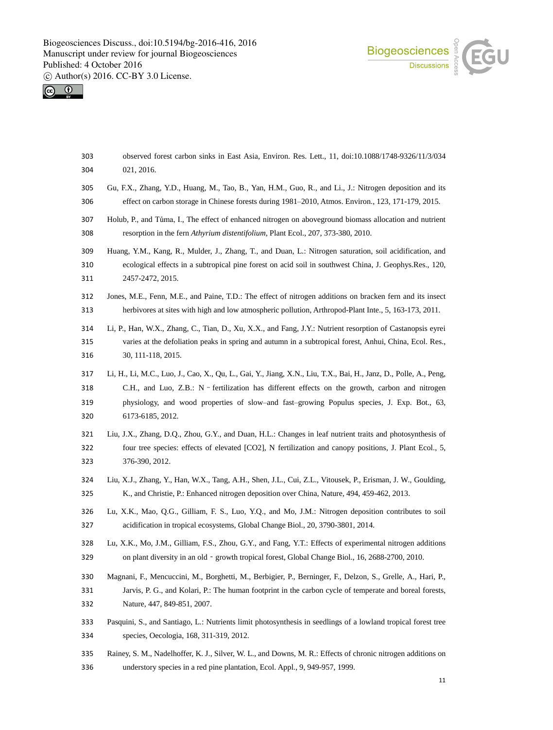observed forest carbon sinks in East Asia, Environ. Res. Lett., 11, doi:10.1088/1748-9326/11/3/034021, 2016.

Gu, F.X., Zhang, Y.D., Huang, M., Tao, B., Yan, H.M., Guo, R., and Li., J.: Nitrogen deposition and its effect on carbon storage in Chinese forests during 1981–2010, Atmos. Environ., 123, 171-179, 2015.

Holub, P., and Tůma, I., The effect of enhanced nitrogen on aboveground biomass allocation and nutrient resorption in the fern *Athyrium distentifolium*, Plant Ecol., 207, 373-380, 2010.

Huang, Y.M., Kang, R., Mulder, J., Zhang, T., and Duan, L.: Nitrogen saturation, soil acidification, and ecological effects in a subtropical pine forest on acid soil in southwest China, J. Geophys.Res., 120, 2457-2472, 2015.

Jones, M.E., Fenn, M.E., and Paine, T.D.: The effect of nitrogen additions on bracken fern and its insect herbivores at sites with high and low atmospheric pollution, Arthropod-Plant Inte., 5, 163-173, 2011.

Li, P., Han, W.X., Zhang, C., Tian, D., Xu, X.X., and Fang, J.Y.: Nutrient resorption of Castanopsis eyrei varies at the defoliation peaks in spring and autumn in a subtropical forest, Anhui, China, Ecol. Res., 30, 111-118, 2015.

Li, H., Li, M.C., Luo, J., Cao, X., Qu, L., Gai, Y., Jiang, X.N., Liu, T.X., Bai, H., Janz, D., Polle, A., Peng, C.H., and Luo, Z.B.: N‐fertilization has different effects on the growth, carbon and nitrogen physiology, and wood properties of slow–and fast–growing Populus species, J. Exp. Bot., 63, 6173-6185, 2012.

Liu, J.X., Zhang, D.Q., Zhou, G.Y., and Duan, H.L.: Changes in leaf nutrient traits and photosynthesis of four tree species: effects of elevated [CO2], N fertilization and canopy positions, J. Plant Ecol., 5, 376-390, 2012.

Liu, X.J., Zhang, Y., Han, W.X., Tang, A.H., Shen, J.L., Cui, Z.L., Vitousek, P., Erisman, J. W., Goulding, K., and Christie, P.: Enhanced nitrogen deposition over China, Nature, 494, 459-462, 2013.

Lu, X.K., Mao, Q.G., Gilliam, F. S., Luo, Y.Q., and Mo, J.M.: Nitrogen deposition contributes to soil acidification in tropical ecosystems, Global Change Biol., 20, 3790-3801, 2014.

Lu, X.K., Mo, J.M., Gilliam, F.S., Zhou, G.Y., and Fang, Y.T.: Effects of experimental nitrogen additions on plant diversity in an old‐growth tropical forest, Global Change Biol., 16, 2688-2700, 2010.

Magnani, F., Mencuccini, M., Borghetti, M., Berbigier, P., Berninger, F., Delzon, S., Grelle, A., Hari, P., Jarvis, P. G., and Kolari, P.: The human footprint in the carbon cycle of temperate and boreal forests, Nature, 447, 849-851, 2007.

Pasquini, S., and Santiago, L.: Nutrients limit photosynthesis in seedlings of a lowland tropical forest tree species, Oecologia, 168, 311-319, 2012.

Rainey, S. M., Nadelhoffer, K. J., Silver, W. L., and Downs, M. R.: Effects of chronic nitrogen additions on understory species in a red pine plantation, Ecol. Appl., 9, 949-957, 1999.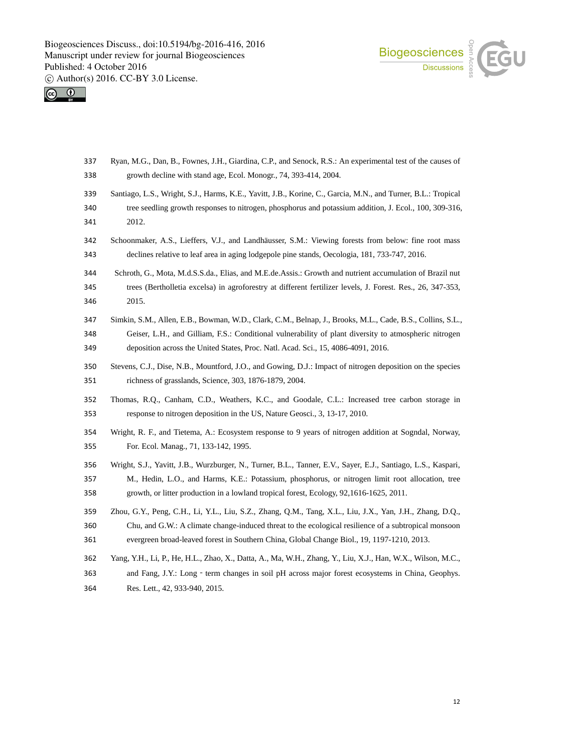Ryan, M.G., Dan, B., Fownes, J.H., Giardina, C.P., and Senock, R.S.: An experimental test of the causes of growth decline with stand age, Ecol. Monogr., 74, 393-414, 2004.

Santiago, L.S., Wright, S.J., Harms, K.E., Yavitt, J.B., Korine, C., Garcia, M.N., and Turner, B.L.: Tropical tree seedling growth responses to nitrogen, phosphorus and potassium addition, J. Ecol., 100, 309-316, 2012.

Schoonmaker, A.S., Lieffers, V.J., and Landhäusser, S.M.: Viewing forests from below: fine root mass declines relative to leaf area in aging lodgepole pine stands, Oecologia, 181, 733-747, 2016.

Schroth, G., Mota, M.d.S.S.da., Elias, and M.E.de.Assis.: Growth and nutrient accumulation of Brazil nut trees (Bertholletia excelsa) in agroforestry at different fertilizer levels, J. Forest. Res., 26, 347-353, 2015.

Simkin, S.M., Allen, E.B., Bowman, W.D., Clark, C.M., Belnap, J., Brooks, M.L., Cade, B.S., Collins, S.L., Geiser, L.H., and Gilliam, F.S.: Conditional vulnerability of plant diversity to atmospheric nitrogen deposition across the United States, Proc. Natl. Acad. Sci., 15, 4086-4091, 2016.

Stevens, C.J., Dise, N.B., Mountford, J.O., and Gowing, D.J.: Impact of nitrogen deposition on the species richness of grasslands, Science, 303, 1876-1879, 2004.

Thomas, R.Q., Canham, C.D., Weathers, K.C., and Goodale, C.L.: Increased tree carbon storage in response to nitrogen deposition in the US, Nature Geosci., 3, 13-17, 2010.

Wright, R. F., and Tietema, A.: Ecosystem response to 9 years of nitrogen addition at Sogndal, Norway, For. Ecol. Manag., 71, 133-142, 1995.

Wright, S.J., Yavitt, J.B., Wurzburger, N., Turner, B.L., Tanner, E.V., Sayer, E.J., Santiago, L.S., Kaspari, M., Hedin, L.O., and Harms, K.E.: Potassium, phosphorus, or nitrogen limit root allocation, tree growth, or litter production in a lowland tropical forest, Ecology, 92,1616-1625, 2011.

Zhou, G.Y., Peng, C.H., Li, Y.L., Liu, S.Z., Zhang, Q.M., Tang, X.L., Liu, J.X., Yan, J.H., Zhang, D.Q., Chu, and G.W.: A climate change-induced threat to the ecological resilience of a subtropical monsoon evergreen broad-leaved forest in Southern China, Global Change Biol., 19, 1197-1210, 2013.

Yang, Y.H., Li, P., He, H.L., Zhao, X., Datta, A., Ma, W.H., Zhang, Y., Liu, X.J., Han, W.X., Wilson, M.C., and Fang, J.Y.: Long‐term changes in soil pH across major forest ecosystems in China, Geophys. Res. Lett., 42, 933-940, 2015.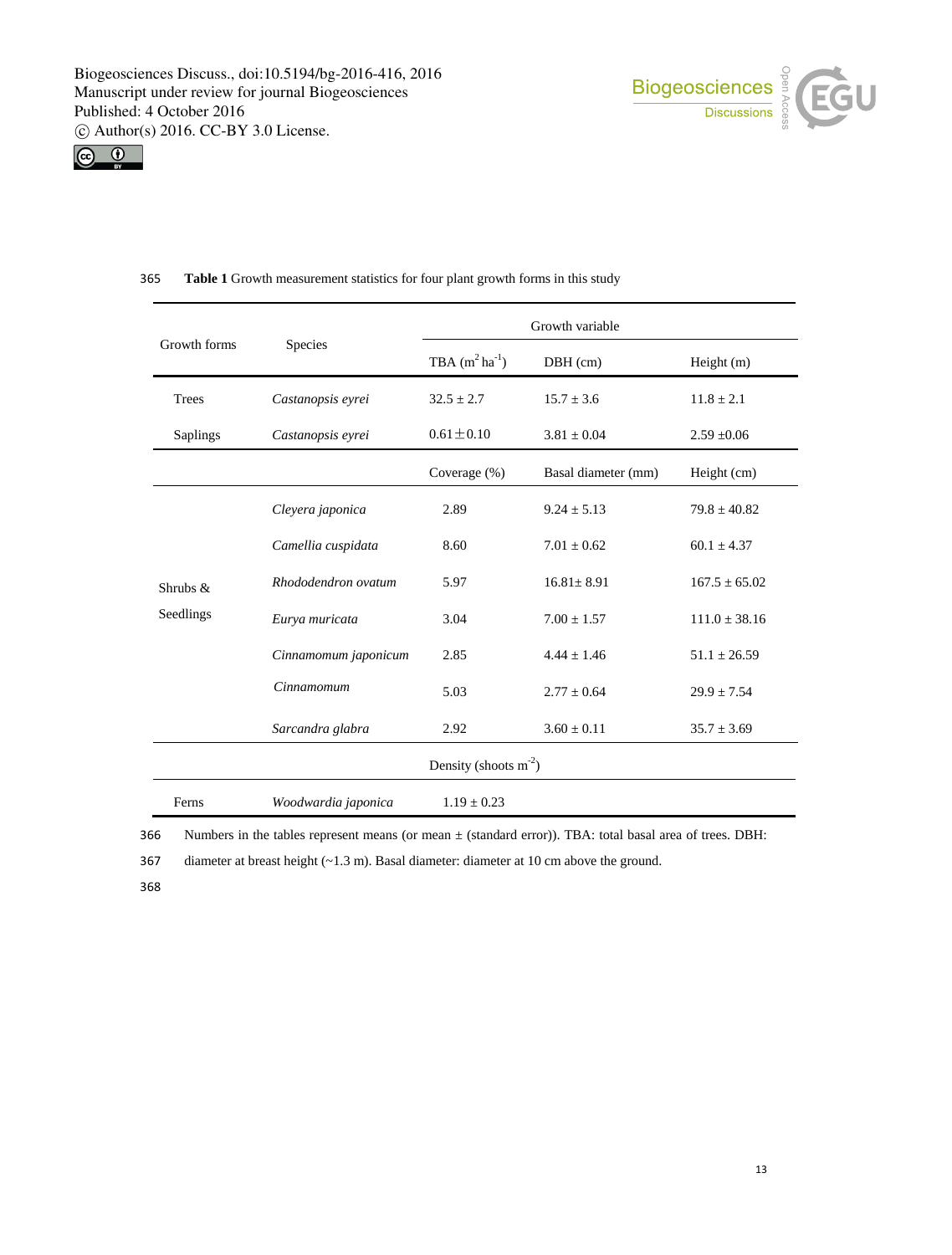Table 1 Growth measurement statistics for four plant growth forms in this study

| Growth forms | Species | Growth variable | | |
|---|---|---|---|---|
| | | TBA ($m^2$ $ha^{-1}$) | DBH (cm) | Height (m) |
| Trees | *Castanopsis eyrei* | 32.5 ± 2.7 | 15.7 ± 3.6 | 11.8 ± 2.1 |
| Saplings | *Castanopsis eyrei* | 0.61 ± 0.10 | 3.81 ± 0.04 | 2.59 ± 0.06 |
| | | Coverage (%) | Basal diameter (mm) | Height (cm) |
| Shrubs & Seedlings | *Cleyera japonica* | 2.89 | 9.24 ± 5.13 | 79.8 ± 40.82 |
| | *Camellia cuspidata* | 8.60 | 7.01 ± 0.62 | 60.1 ± 4.37 |
| | *Rhododendron ovatum* | 5.97 | 16.81 ± 8.91 | 167.5 ± 65.02 |
| | *Eurya muricata* | 3.04 | 7.00 ± 1.57 | 111.0 ± 38.16 |
| | *Cinnamomum japonicum* | 2.85 | 4.44 ± 1.46 | 51.1 ± 26.59 |
| | *Cinnamomum* | 5.03 | 2.77 ± 0.64 | 29.9 ± 7.54 |
| | *Sarcandra glabra* | 2.92 | 3.60 ± 0.11 | 35.7 ± 3.69 |
| | | Density (shoots $m^{-2}$) | | |
| Ferns | *Woodwardia japonica* | 1.19 ± 0.23 | | |

Numbers in the tables represent means (or mean ± (standard error)). TBA: total basal area of trees. DBH: diameter at breast height (~1.3 m). Basal diameter: diameter at 10 cm above the ground.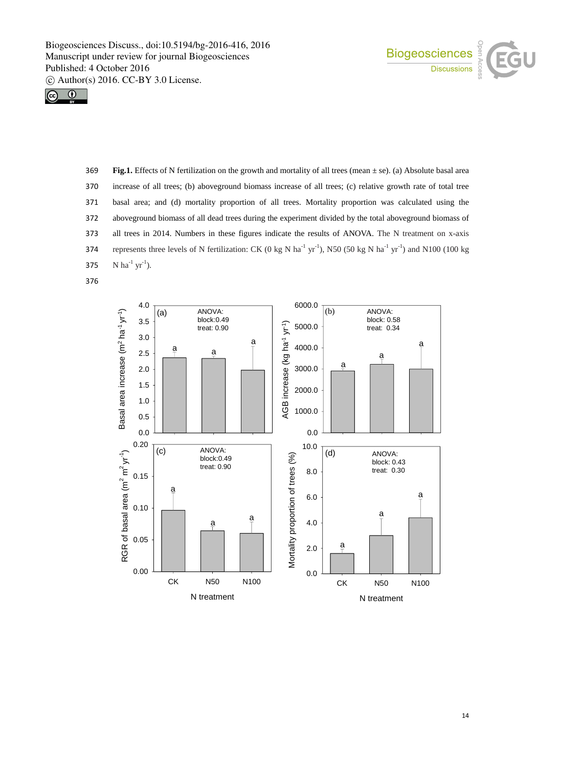**Fig.1.** Effects of N fertilization on the growth and mortality of all trees (mean ± se). (a) Absolute basal area increase of all trees; (b) aboveground biomass increase of all trees; (c) relative growth rate of total tree basal area; and (d) mortality proportion of all trees. Mortality proportion was calculated using the aboveground biomass of all dead trees during the experiment divided by the total aboveground biomass of all trees in 2014. Numbers in these figures indicate the results of ANOVA. The N treatment on x-axis represents three levels of N fertilization: CK (0 kg N $ha^{-1}$ $yr^{-1}$), N50 (50 kg N $ha^{-1}$ $yr^{-1}$) and N100 (100 kg N $ha^{-1}$ $yr^{-1}$).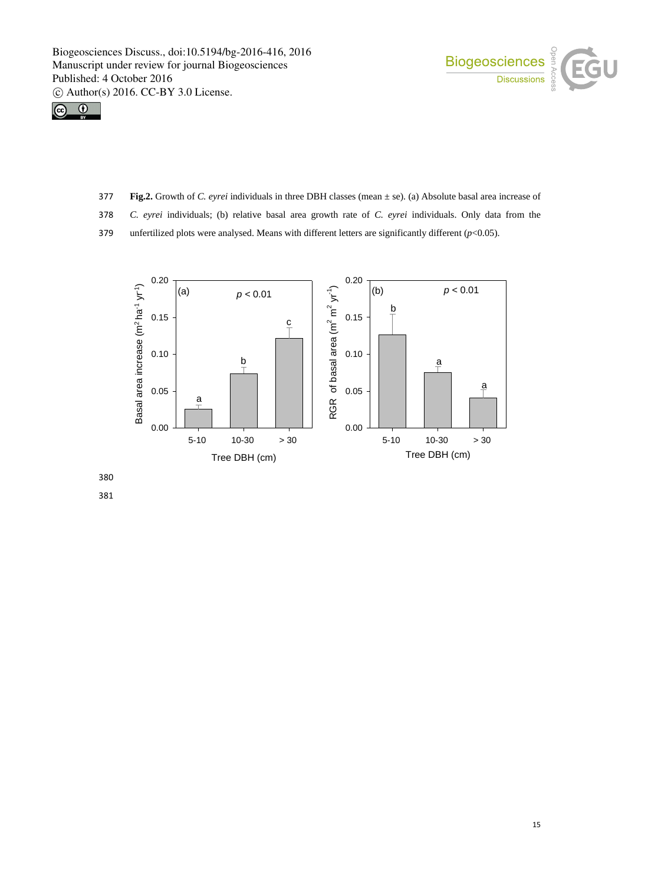**Fig.2.** Growth of *C. eyrei* individuals in three DBH classes (mean ± se). (a) Absolute basal area increase of *C. eyrei* individuals; (b) relative basal area growth rate of *C. eyrei* individuals. Only data from the unfertilized plots were analysed. Means with different letters are significantly different ($p$<0.05).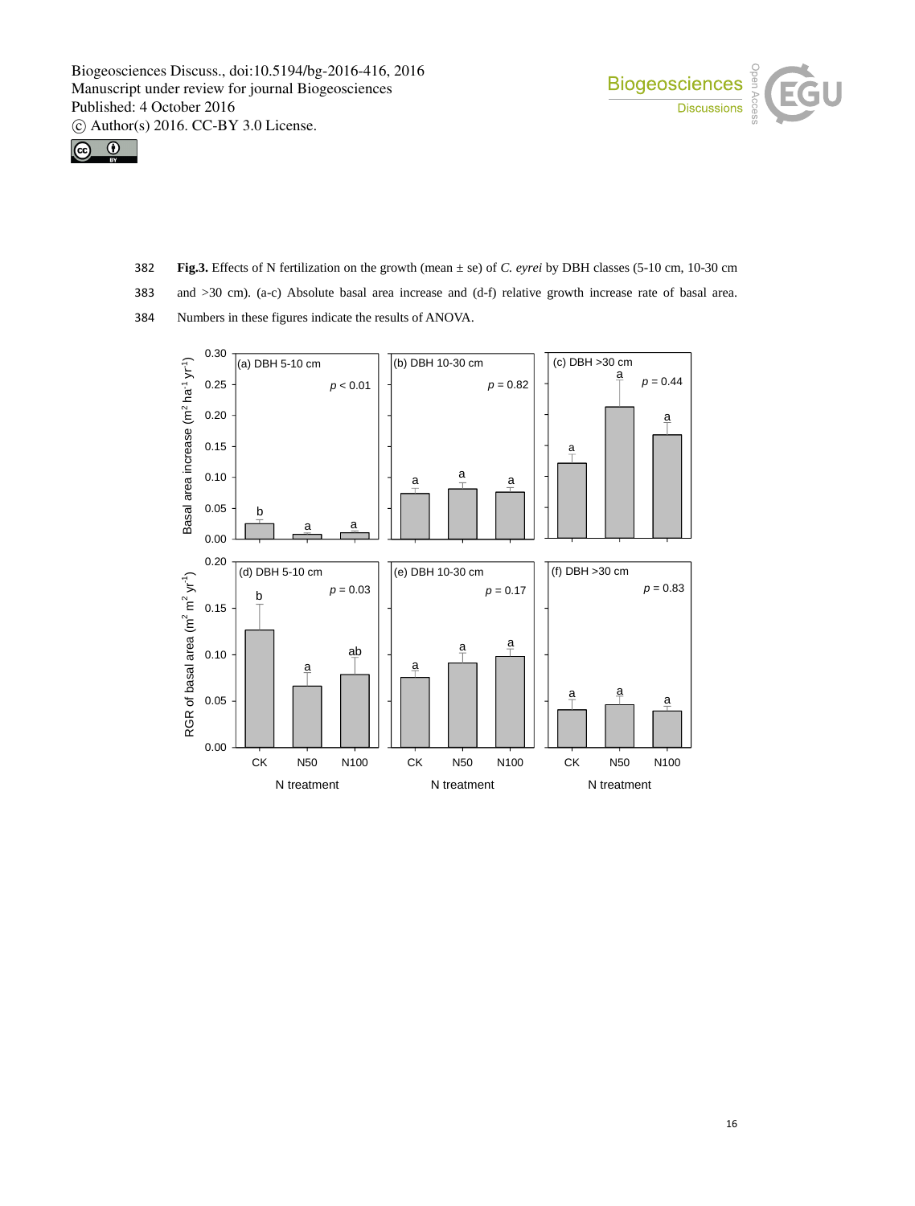**Fig.3.** Effects of N fertilization on the growth (mean ± se) of *C. eyrei* by DBH classes (5-10 cm, 10-30 cm and >30 cm). (a-c) Absolute basal area increase and (d-f) relative growth increase rate of basal area. Numbers in these figures indicate the results of ANOVA.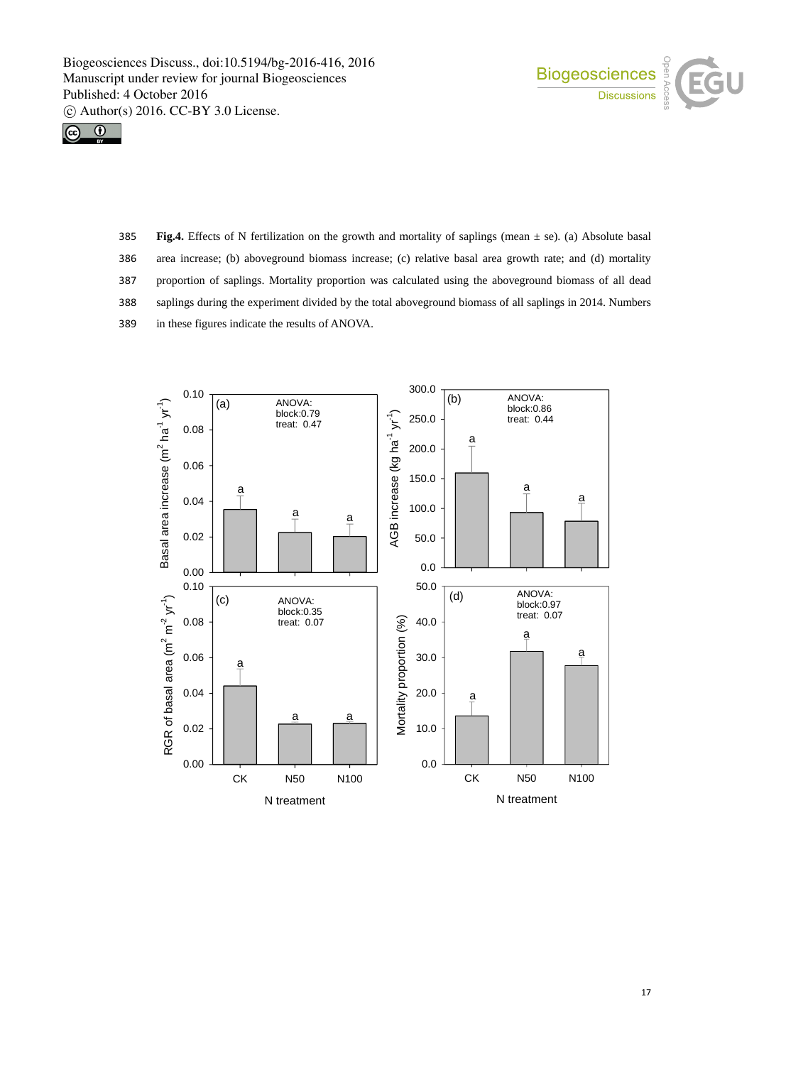**Fig.4.** Effects of N fertilization on the growth and mortality of saplings (mean ± se). (a) Absolute basal area increase; (b) aboveground biomass increase; (c) relative basal area growth rate; and (d) mortality proportion of saplings. Mortality proportion was calculated using the aboveground biomass of all dead saplings during the experiment divided by the total aboveground biomass of all saplings in 2014. Numbers in these figures indicate the results of ANOVA.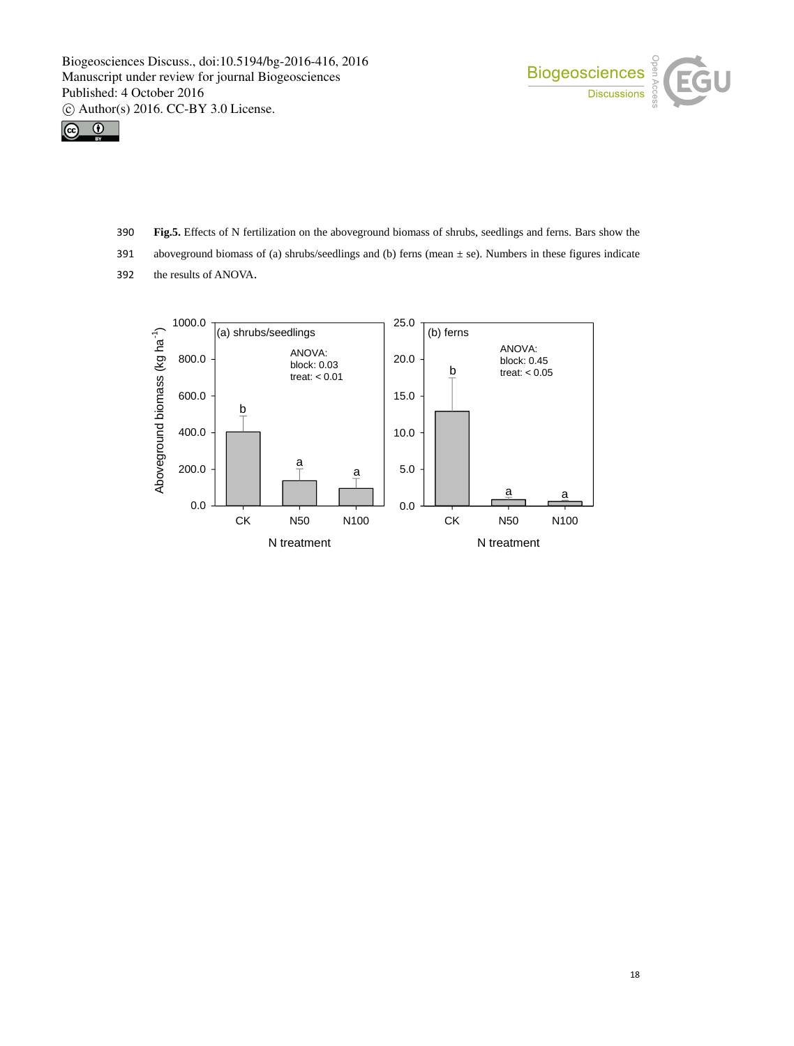**Fig.5.** Effects of N fertilization on the aboveground biomass of shrubs, seedlings and ferns. Bars show the aboveground biomass of (a) shrubs/seedlings and (b) ferns (mean ± se). Numbers in these figures indicate the results of ANOVA.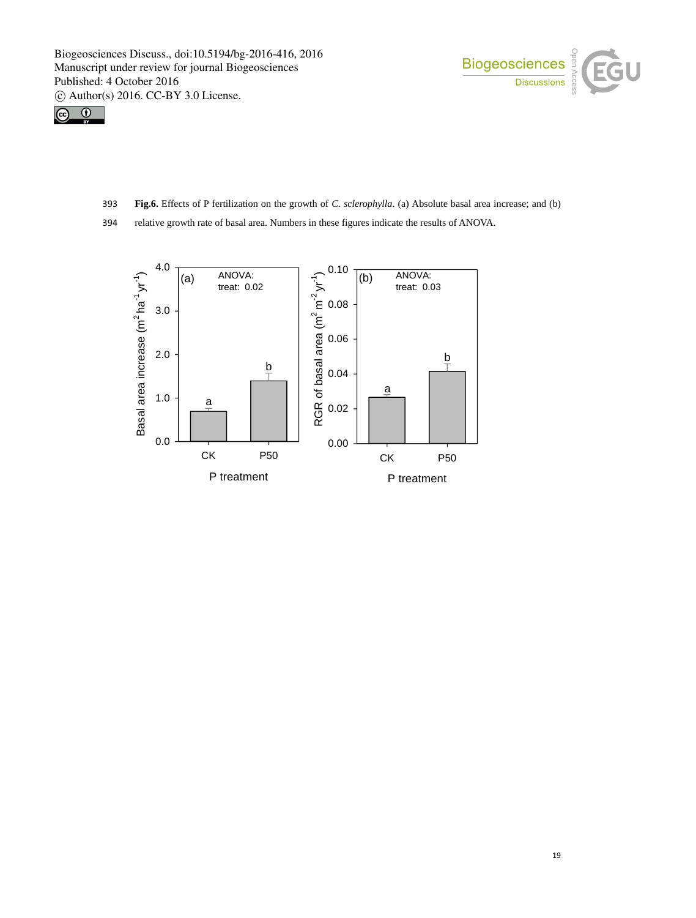393 **Fig.6.** Effects of P fertilization on the growth of *C. sclerophylla*. (a) Absolute basal area increase; and (b)

394 relative growth rate of basal area. Numbers in these figures indicate the results of ANOVA.

(a)

ANOVA:
treat: 0.02

Basal area increase ($m^2$ $ha^{-1}$ $yr^{-1}$)

4.0
3.0
2.0
1.0
0.0

a
b

CK
P50

P treatment

(b)

ANOVA:
treat: 0.03

RGR of basal area ($m^2$ $m^{-2}$ $yr^{-1}$)

0.10
0.08
0.06
0.04
0.02
0.00

a
b

CK
P50

P treatment